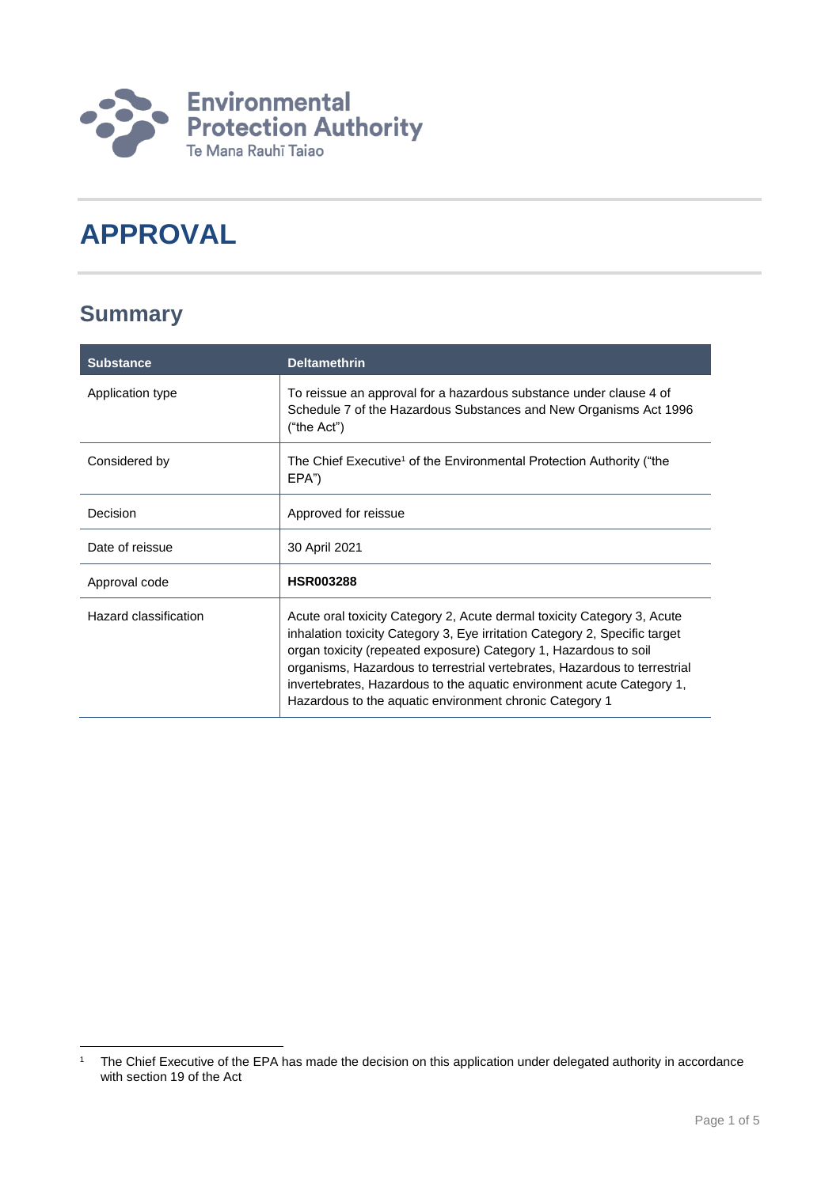Environmental Protection Authority
Te Mana Rauhī Taiao

# APPROVAL

## Summary

| Substance | Deltamethrin |
| --- | --- |
| Application type | To reissue an approval for a hazardous substance under clause 4 of Schedule 7 of the Hazardous Substances and New Organisms Act 1996 ("the Act") |
| Considered by | The Chief Executive[1] of the Environmental Protection Authority ("the EPA") |
| Decision | Approved for reissue |
| Date of reissue | 30 April 2021 |
| Approval code | **HSR003288** |
| Hazard classification | Acute oral toxicity Category 2, Acute dermal toxicity Category 3, Acute inhalation toxicity Category 3, Eye irritation Category 2, Specific target organ toxicity (repeated exposure) Category 1, Hazardous to soil organisms, Hazardous to terrestrial vertebrates, Hazardous to terrestrial invertebrates, Hazardous to the aquatic environment acute Category 1, Hazardous to the aquatic environment chronic Category 1 |

[1] The Chief Executive of the EPA has made the decision on this application under delegated authority in accordance with section 19 of the Act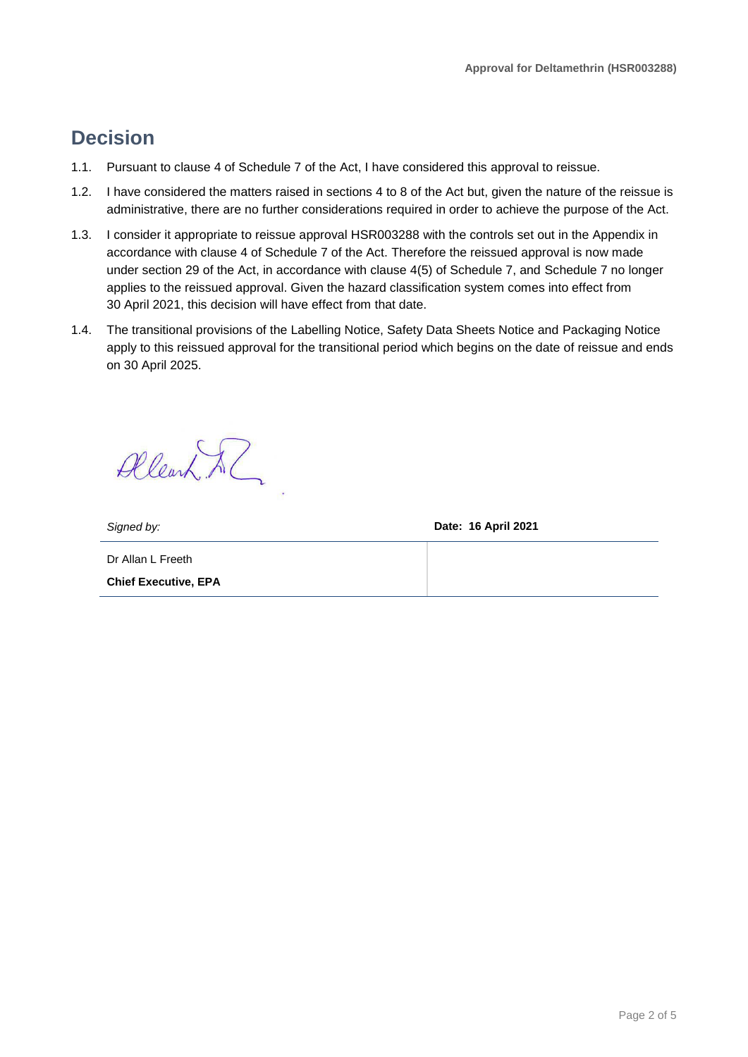# Decision

1.1. Pursuant to clause 4 of Schedule 7 of the Act, I have considered this approval to reissue.

1.2. I have considered the matters raised in sections 4 to 8 of the Act but, given the nature of the reissue is administrative, there are no further considerations required in order to achieve the purpose of the Act.

1.3. I consider it appropriate to reissue approval HSR003288 with the controls set out in the Appendix in accordance with clause 4 of Schedule 7 of the Act. Therefore the reissued approval is now made under section 29 of the Act, in accordance with clause 4(5) of Schedule 7, and Schedule 7 no longer applies to the reissued approval. Given the hazard classification system comes into effect from 30 April 2021, this decision will have effect from that date.

1.4. The transitional provisions of the Labelling Notice, Safety Data Sheets Notice and Packaging Notice apply to this reissued approval for the transitional period which begins on the date of reissue and ends on 30 April 2025.

| *Signed by:* | **Date: 16 April 2021** |
| --- | --- |
| Dr Allan L Freeth<br>**Chief Executive, EPA** | |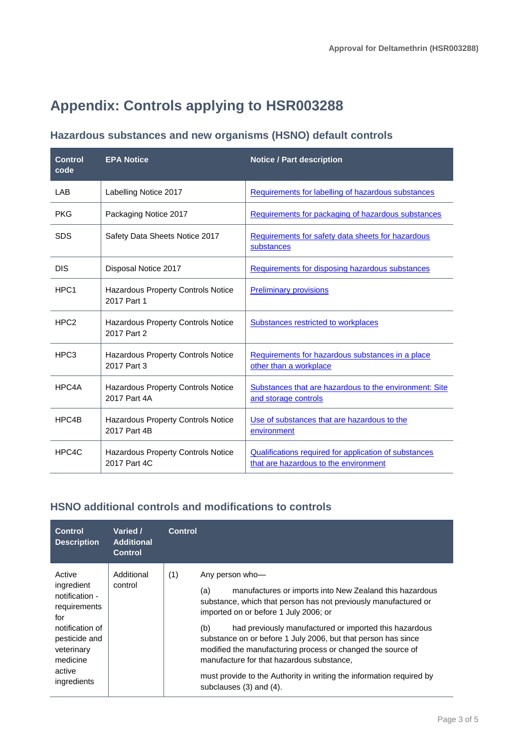# Appendix: Controls applying to HSR003288

## Hazardous substances and new organisms (HSNO) default controls

| Control code | EPA Notice | Notice / Part description |
|---|---|---|
| LAB | Labelling Notice 2017 | Requirements for labelling of hazardous substances |
| PKG | Packaging Notice 2017 | Requirements for packaging of hazardous substances |
| SDS | Safety Data Sheets Notice 2017 | Requirements for safety data sheets for hazardous substances |
| DIS | Disposal Notice 2017 | Requirements for disposing hazardous substances |
| HPC1 | Hazardous Property Controls Notice 2017 Part 1 | Preliminary provisions |
| HPC2 | Hazardous Property Controls Notice 2017 Part 2 | Substances restricted to workplaces |
| HPC3 | Hazardous Property Controls Notice 2017 Part 3 | Requirements for hazardous substances in a place other than a workplace |
| HPC4A | Hazardous Property Controls Notice 2017 Part 4A | Substances that are hazardous to the environment: Site and storage controls |
| HPC4B | Hazardous Property Controls Notice 2017 Part 4B | Use of substances that are hazardous to the environment |
| HPC4C | Hazardous Property Controls Notice 2017 Part 4C | Qualifications required for application of substances that are hazardous to the environment |

## HSNO additional controls and modifications to controls

| Control Description | Varied / Additional Control | Control | |
|---|---|---|---|
| Active ingredient notification - requirements for notification of pesticide and veterinary medicine active ingredients | Additional control | (1) | Any person who—<br><br>(a) manufactures or imports into New Zealand this hazardous substance, which that person has not previously manufactured or imported on or before 1 July 2006; or<br><br>(b) had previously manufactured or imported this hazardous substance on or before 1 July 2006, but that person has since modified the manufacturing process or changed the source of manufacture for that hazardous substance,<br><br>must provide to the Authority in writing the information required by subclauses (3) and (4). |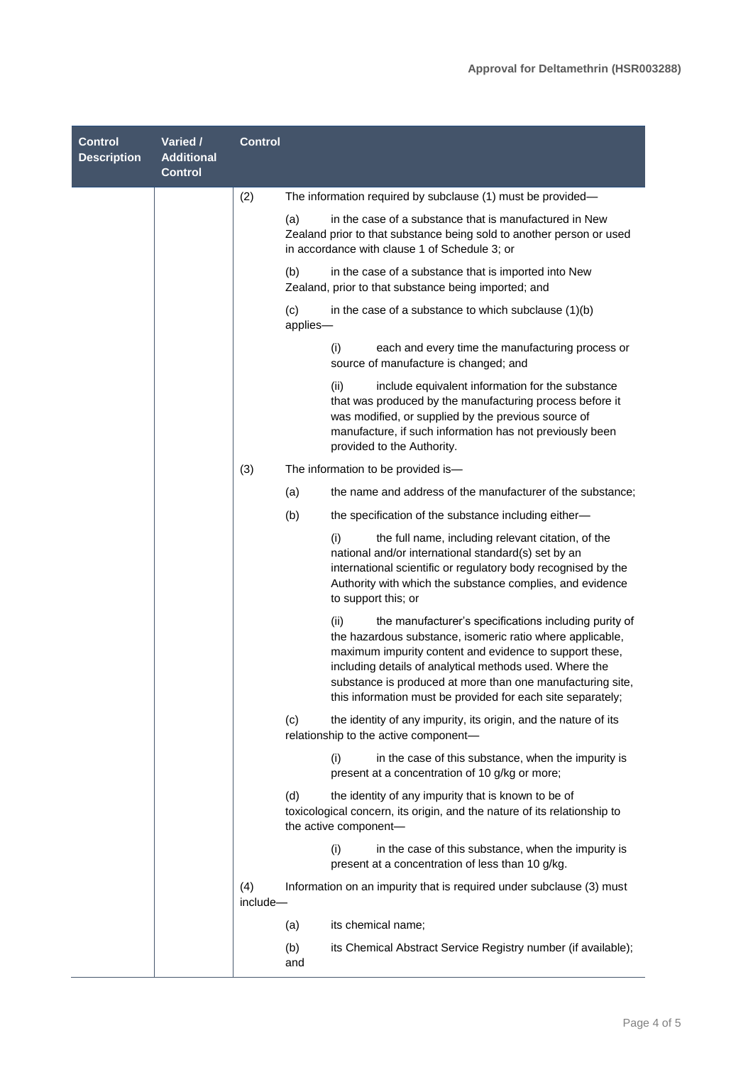| Control Description | Varied / Additional Control | Control |
|---|---|---|
| | | (2) The information required by subclause (1) must be provided—<br><br>(a) in the case of a substance that is manufactured in New Zealand prior to that substance being sold to another person or used in accordance with clause 1 of Schedule 3; or<br><br>(b) in the case of a substance that is imported into New Zealand, prior to that substance being imported; and<br><br>(c) in the case of a substance to which subclause (1)(b) applies—<br><br>(i) each and every time the manufacturing process or source of manufacture is changed; and<br><br>(ii) include equivalent information for the substance that was produced by the manufacturing process before it was modified, or supplied by the previous source of manufacture, if such information has not previously been provided to the Authority.<br><br>(3) The information to be provided is—<br><br>(a) the name and address of the manufacturer of the substance;<br><br>(b) the specification of the substance including either—<br><br>(i) the full name, including relevant citation, of the national and/or international standard(s) set by an international scientific or regulatory body recognised by the Authority with which the substance complies, and evidence to support this; or<br><br>(ii) the manufacturer's specifications including purity of the hazardous substance, isomeric ratio where applicable, maximum impurity content and evidence to support these, including details of analytical methods used. Where the substance is produced at more than one manufacturing site, this information must be provided for each site separately;<br><br>(c) the identity of any impurity, its origin, and the nature of its relationship to the active component—<br><br>(i) in the case of this substance, when the impurity is present at a concentration of 10 g/kg or more;<br><br>(d) the identity of any impurity that is known to be of toxicological concern, its origin, and the nature of its relationship to the active component—<br><br>(i) in the case of this substance, when the impurity is present at a concentration of less than 10 g/kg.<br><br>(4) Information on an impurity that is required under subclause (3) must include—<br><br>(a) its chemical name;<br><br>(b) its Chemical Abstract Service Registry number (if available); and |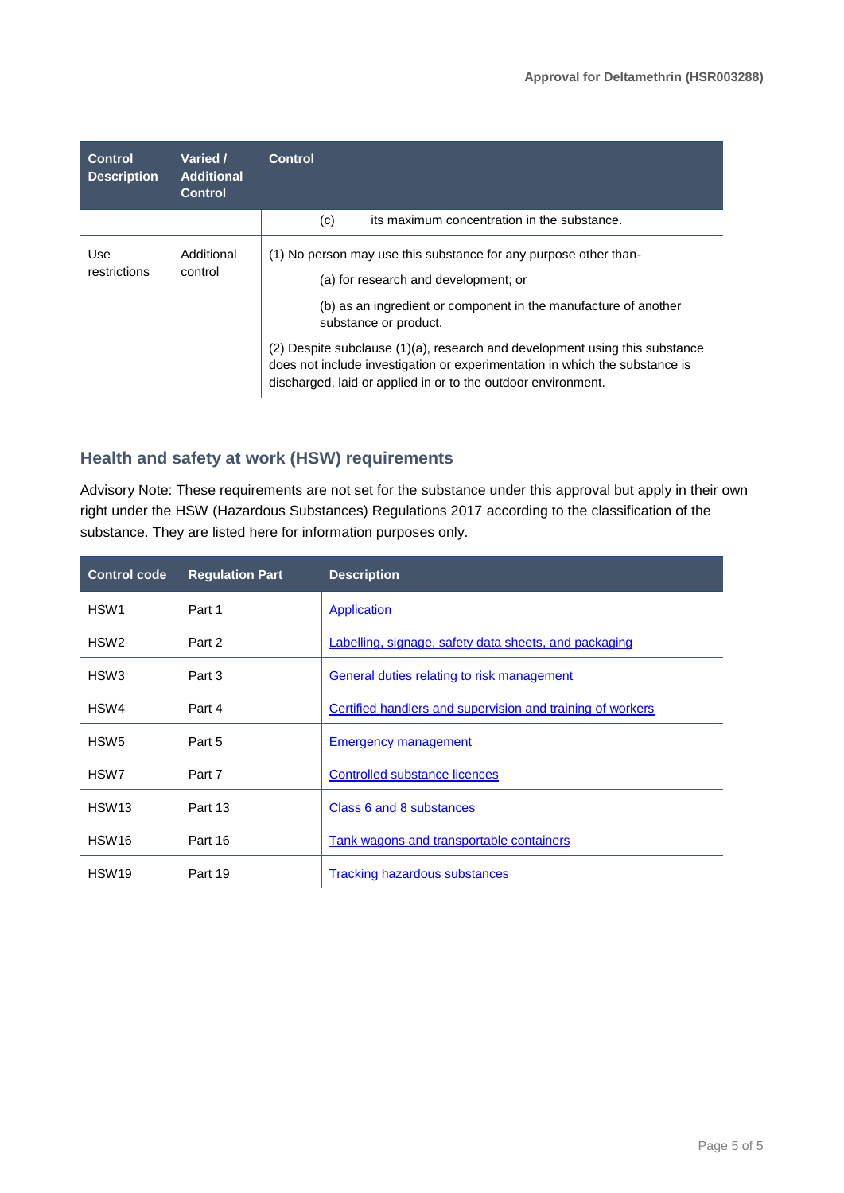| Control Description | Varied / Additional Control | Control |
|---|---|---|
| | | (c) its maximum concentration in the substance. |
| Use restrictions | Additional control | (1) No person may use this substance for any purpose other than-<br>(a) for research and development; or<br>(b) as an ingredient or component in the manufacture of another substance or product.<br>(2) Despite subclause (1)(a), research and development using this substance does not include investigation or experimentation in which the substance is discharged, laid or applied in or to the outdoor environment. |

## Health and safety at work (HSW) requirements

Advisory Note: These requirements are not set for the substance under this approval but apply in their own right under the HSW (Hazardous Substances) Regulations 2017 according to the classification of the substance. They are listed here for information purposes only.

| Control code | Regulation Part | Description |
|---|---|---|
| HSW1 | Part 1 | Application |
| HSW2 | Part 2 | Labelling, signage, safety data sheets, and packaging |
| HSW3 | Part 3 | General duties relating to risk management |
| HSW4 | Part 4 | Certified handlers and supervision and training of workers |
| HSW5 | Part 5 | Emergency management |
| HSW7 | Part 7 | Controlled substance licences |
| HSW13 | Part 13 | Class 6 and 8 substances |
| HSW16 | Part 16 | Tank wagons and transportable containers |
| HSW19 | Part 19 | Tracking hazardous substances |